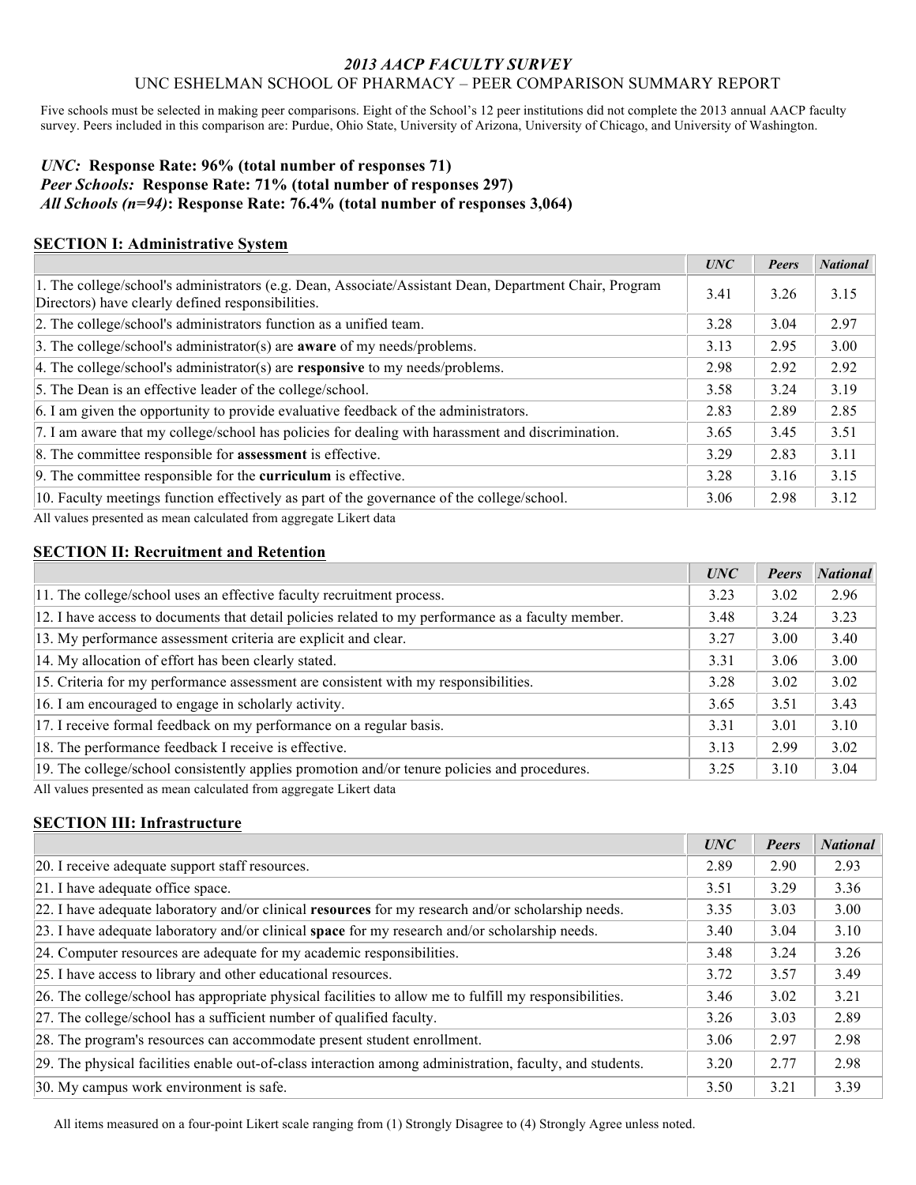## *2013 AACP FACULTY SURVEY*

UNC ESHELMAN SCHOOL OF PHARMACY – PEER COMPARISON SUMMARY REPORT

Five schools must be selected in making peer comparisons. Eight of the School's 12 peer institutions did not complete the 2013 annual AACP faculty survey. Peers included in this comparison are: Purdue, Ohio State, University of Arizona, University of Chicago, and University of Washington.

***UNC:*** **Response Rate: 96% (total number of responses 71)**
***Peer Schools:*** **Response Rate: 71% (total number of responses 297)**
***All Schools (n=94)*****: Response Rate: 76.4% (total number of responses 3,064)**

### SECTION I: Administrative System

| | *UNC* | *Peers* | *National* |
|---|---|---|---|
| 1. The college/school's administrators (e.g. Dean, Associate/Assistant Dean, Department Chair, Program Directors) have clearly defined responsibilities. | 3.41 | 3.26 | 3.15 |
| 2. The college/school's administrators function as a unified team. | 3.28 | 3.04 | 2.97 |
| 3. The college/school's administrator(s) are **aware** of my needs/problems. | 3.13 | 2.95 | 3.00 |
| 4. The college/school's administrator(s) are **responsive** to my needs/problems. | 2.98 | 2.92 | 2.92 |
| 5. The Dean is an effective leader of the college/school. | 3.58 | 3.24 | 3.19 |
| 6. I am given the opportunity to provide evaluative feedback of the administrators. | 2.83 | 2.89 | 2.85 |
| 7. I am aware that my college/school has policies for dealing with harassment and discrimination. | 3.65 | 3.45 | 3.51 |
| 8. The committee responsible for **assessment** is effective. | 3.29 | 2.83 | 3.11 |
| 9. The committee responsible for the **curriculum** is effective. | 3.28 | 3.16 | 3.15 |
| 10. Faculty meetings function effectively as part of the governance of the college/school. | 3.06 | 2.98 | 3.12 |

All values presented as mean calculated from aggregate Likert data

### SECTION II: Recruitment and Retention

| | *UNC* | *Peers* | *National* |
|---|---|---|---|
| 11. The college/school uses an effective faculty recruitment process. | 3.23 | 3.02 | 2.96 |
| 12. I have access to documents that detail policies related to my performance as a faculty member. | 3.48 | 3.24 | 3.23 |
| 13. My performance assessment criteria are explicit and clear. | 3.27 | 3.00 | 3.40 |
| 14. My allocation of effort has been clearly stated. | 3.31 | 3.06 | 3.00 |
| 15. Criteria for my performance assessment are consistent with my responsibilities. | 3.28 | 3.02 | 3.02 |
| 16. I am encouraged to engage in scholarly activity. | 3.65 | 3.51 | 3.43 |
| 17. I receive formal feedback on my performance on a regular basis. | 3.31 | 3.01 | 3.10 |
| 18. The performance feedback I receive is effective. | 3.13 | 2.99 | 3.02 |
| 19. The college/school consistently applies promotion and/or tenure policies and procedures. | 3.25 | 3.10 | 3.04 |

All values presented as mean calculated from aggregate Likert data

### SECTION III: Infrastructure

| | *UNC* | *Peers* | *National* |
|---|---|---|---|
| 20. I receive adequate support staff resources. | 2.89 | 2.90 | 2.93 |
| 21. I have adequate office space. | 3.51 | 3.29 | 3.36 |
| 22. I have adequate laboratory and/or clinical **resources** for my research and/or scholarship needs. | 3.35 | 3.03 | 3.00 |
| 23. I have adequate laboratory and/or clinical **space** for my research and/or scholarship needs. | 3.40 | 3.04 | 3.10 |
| 24. Computer resources are adequate for my academic responsibilities. | 3.48 | 3.24 | 3.26 |
| 25. I have access to library and other educational resources. | 3.72 | 3.57 | 3.49 |
| 26. The college/school has appropriate physical facilities to allow me to fulfill my responsibilities. | 3.46 | 3.02 | 3.21 |
| 27. The college/school has a sufficient number of qualified faculty. | 3.26 | 3.03 | 2.89 |
| 28. The program's resources can accommodate present student enrollment. | 3.06 | 2.97 | 2.98 |
| 29. The physical facilities enable out-of-class interaction among administration, faculty, and students. | 3.20 | 2.77 | 2.98 |
| 30. My campus work environment is safe. | 3.50 | 3.21 | 3.39 |

All items measured on a four-point Likert scale ranging from (1) Strongly Disagree to (4) Strongly Agree unless noted.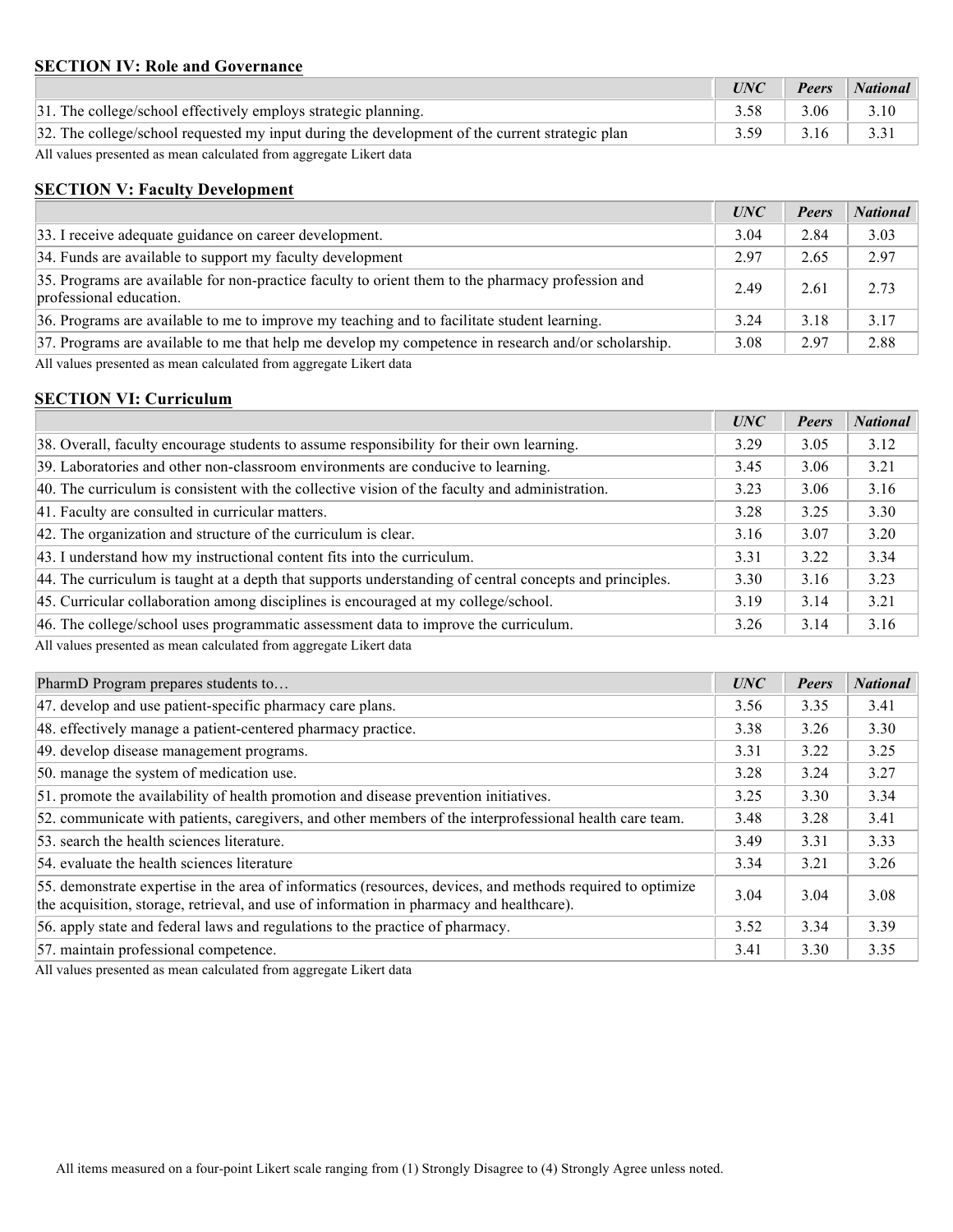## SECTION IV: Role and Governance

| | *UNC* | *Peers* | *National* |
|---|---|---|---|
| 31. The college/school effectively employs strategic planning. | 3.58 | 3.06 | 3.10 |
| 32. The college/school requested my input during the development of the current strategic plan | 3.59 | 3.16 | 3.31 |

All values presented as mean calculated from aggregate Likert data

## SECTION V: Faculty Development

| | *UNC* | *Peers* | *National* |
|---|---|---|---|
| 33. I receive adequate guidance on career development. | 3.04 | 2.84 | 3.03 |
| 34. Funds are available to support my faculty development | 2.97 | 2.65 | 2.97 |
| 35. Programs are available for non-practice faculty to orient them to the pharmacy profession and professional education. | 2.49 | 2.61 | 2.73 |
| 36. Programs are available to me to improve my teaching and to facilitate student learning. | 3.24 | 3.18 | 3.17 |
| 37. Programs are available to me that help me develop my competence in research and/or scholarship. | 3.08 | 2.97 | 2.88 |

All values presented as mean calculated from aggregate Likert data

## SECTION VI: Curriculum

| | *UNC* | *Peers* | *National* |
|---|---|---|---|
| 38. Overall, faculty encourage students to assume responsibility for their own learning. | 3.29 | 3.05 | 3.12 |
| 39. Laboratories and other non-classroom environments are conducive to learning. | 3.45 | 3.06 | 3.21 |
| 40. The curriculum is consistent with the collective vision of the faculty and administration. | 3.23 | 3.06 | 3.16 |
| 41. Faculty are consulted in curricular matters. | 3.28 | 3.25 | 3.30 |
| 42. The organization and structure of the curriculum is clear. | 3.16 | 3.07 | 3.20 |
| 43. I understand how my instructional content fits into the curriculum. | 3.31 | 3.22 | 3.34 |
| 44. The curriculum is taught at a depth that supports understanding of central concepts and principles. | 3.30 | 3.16 | 3.23 |
| 45. Curricular collaboration among disciplines is encouraged at my college/school. | 3.19 | 3.14 | 3.21 |
| 46. The college/school uses programmatic assessment data to improve the curriculum. | 3.26 | 3.14 | 3.16 |

All values presented as mean calculated from aggregate Likert data

| PharmD Program prepares students to… | *UNC* | *Peers* | *National* |
|---|---|---|---|
| 47. develop and use patient-specific pharmacy care plans. | 3.56 | 3.35 | 3.41 |
| 48. effectively manage a patient-centered pharmacy practice. | 3.38 | 3.26 | 3.30 |
| 49. develop disease management programs. | 3.31 | 3.22 | 3.25 |
| 50. manage the system of medication use. | 3.28 | 3.24 | 3.27 |
| 51. promote the availability of health promotion and disease prevention initiatives. | 3.25 | 3.30 | 3.34 |
| 52. communicate with patients, caregivers, and other members of the interprofessional health care team. | 3.48 | 3.28 | 3.41 |
| 53. search the health sciences literature. | 3.49 | 3.31 | 3.33 |
| 54. evaluate the health sciences literature | 3.34 | 3.21 | 3.26 |
| 55. demonstrate expertise in the area of informatics (resources, devices, and methods required to optimize the acquisition, storage, retrieval, and use of information in pharmacy and healthcare). | 3.04 | 3.04 | 3.08 |
| 56. apply state and federal laws and regulations to the practice of pharmacy. | 3.52 | 3.34 | 3.39 |
| 57. maintain professional competence. | 3.41 | 3.30 | 3.35 |

All values presented as mean calculated from aggregate Likert data

All items measured on a four-point Likert scale ranging from (1) Strongly Disagree to (4) Strongly Agree unless noted.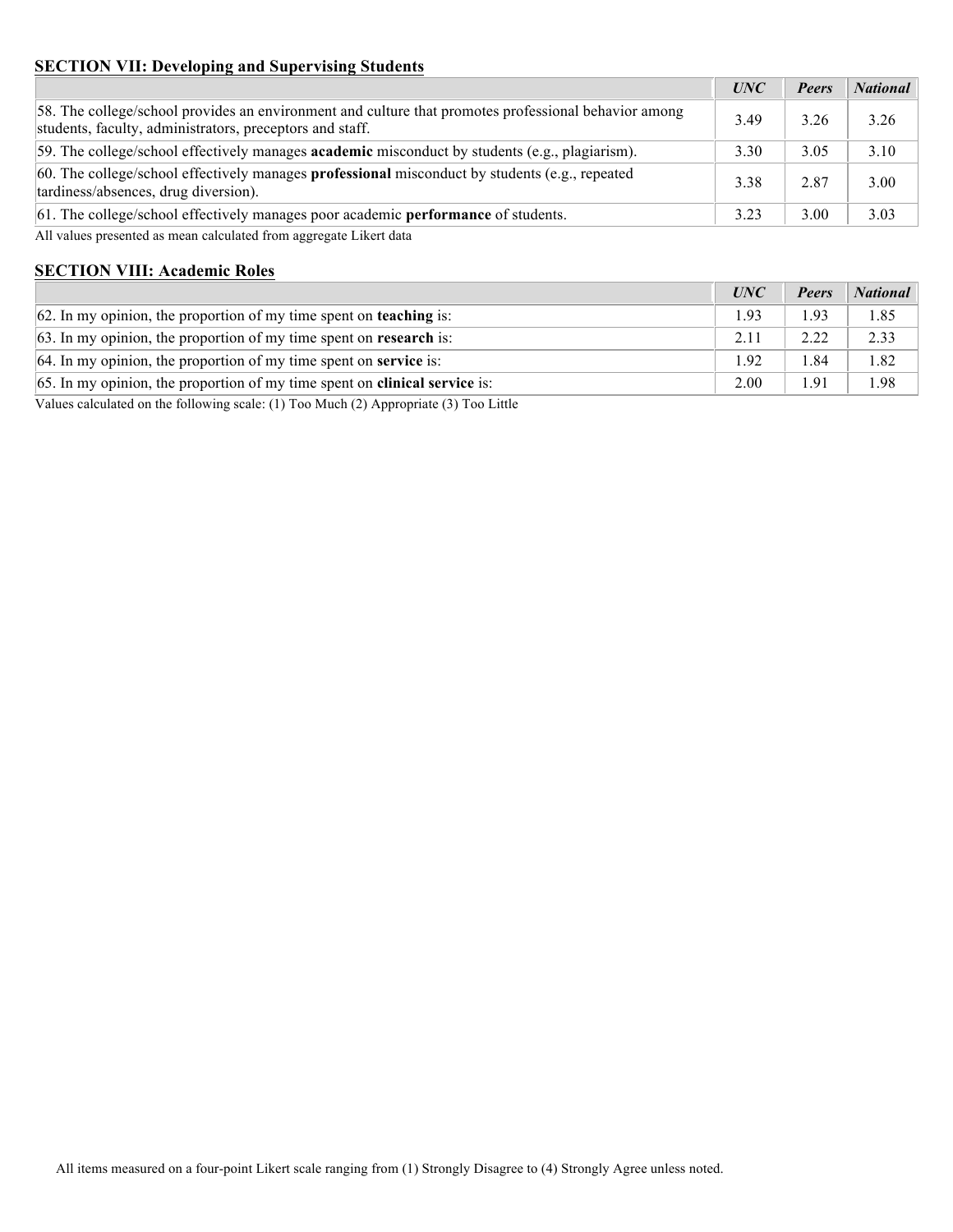## SECTION VII: Developing and Supervising Students

| | *UNC* | *Peers* | *National* |
|---|---|---|---|
| 58. The college/school provides an environment and culture that promotes professional behavior among students, faculty, administrators, preceptors and staff. | 3.49 | 3.26 | 3.26 |
| 59. The college/school effectively manages **academic** misconduct by students (e.g., plagiarism). | 3.30 | 3.05 | 3.10 |
| 60. The college/school effectively manages **professional** misconduct by students (e.g., repeated tardiness/absences, drug diversion). | 3.38 | 2.87 | 3.00 |
| 61. The college/school effectively manages poor academic **performance** of students. | 3.23 | 3.00 | 3.03 |

All values presented as mean calculated from aggregate Likert data

## SECTION VIII: Academic Roles

| | *UNC* | *Peers* | *National* |
|---|---|---|---|
| 62. In my opinion, the proportion of my time spent on **teaching** is: | 1.93 | 1.93 | 1.85 |
| 63. In my opinion, the proportion of my time spent on **research** is: | 2.11 | 2.22 | 2.33 |
| 64. In my opinion, the proportion of my time spent on **service** is: | 1.92 | 1.84 | 1.82 |
| 65. In my opinion, the proportion of my time spent on **clinical service** is: | 2.00 | 1.91 | 1.98 |

Values calculated on the following scale: (1) Too Much (2) Appropriate (3) Too Little

All items measured on a four-point Likert scale ranging from (1) Strongly Disagree to (4) Strongly Agree unless noted.